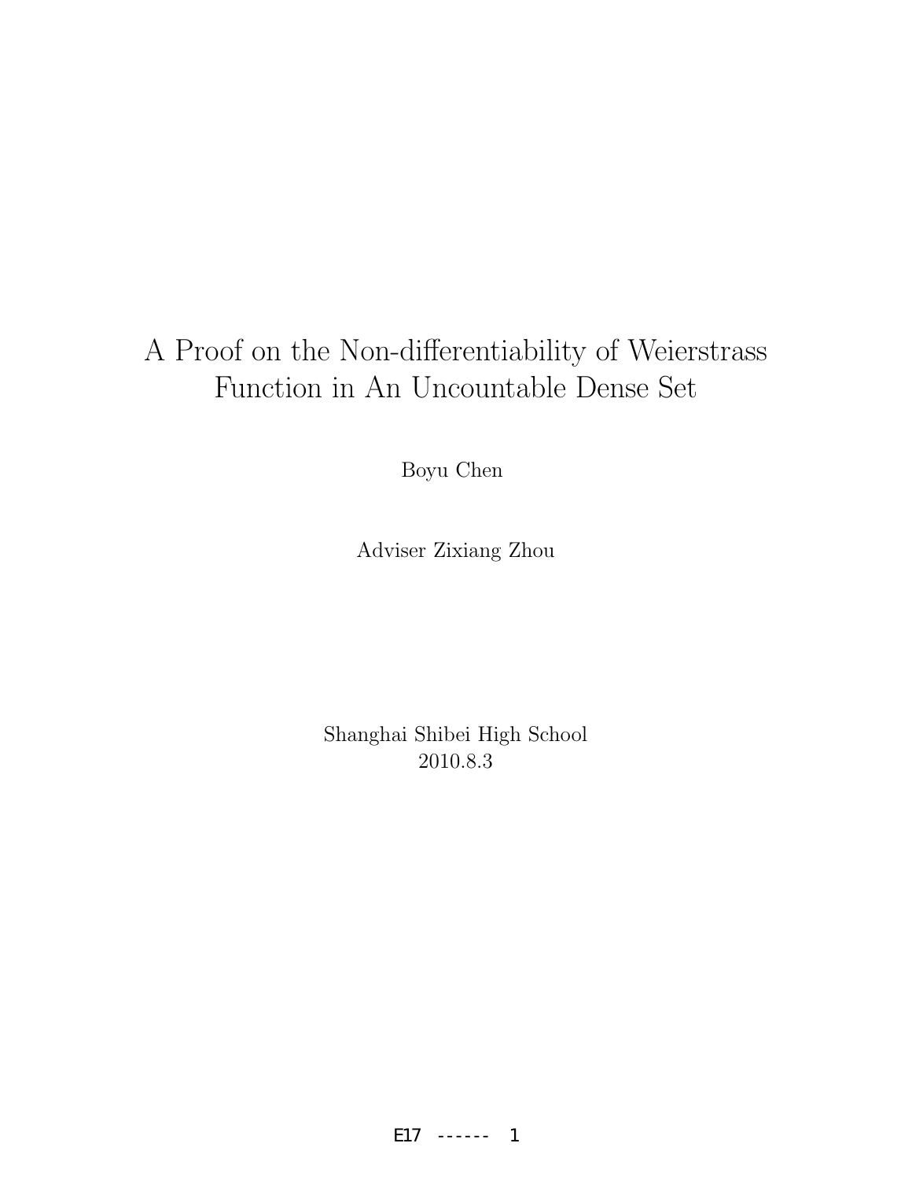# A Proof on the Non-differentiability of Weierstrass Function in An Uncountable Dense Set

Boyu Chen

Adviser Zixiang Zhou

Shanghai Shibei High School
2010.8.3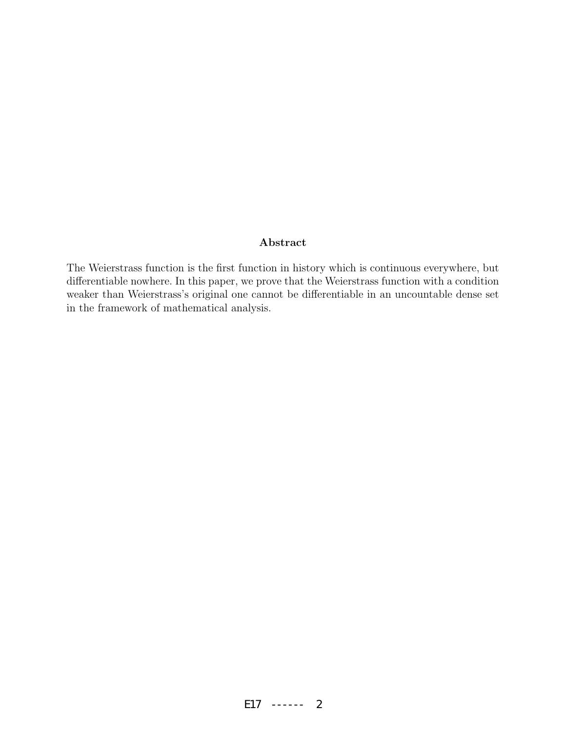## Abstract

The Weierstrass function is the first function in history which is continuous everywhere, but differentiable nowhere. In this paper, we prove that the Weierstrass function with a condition weaker than Weierstrass's original one cannot be differentiable in an uncountable dense set in the framework of mathematical analysis.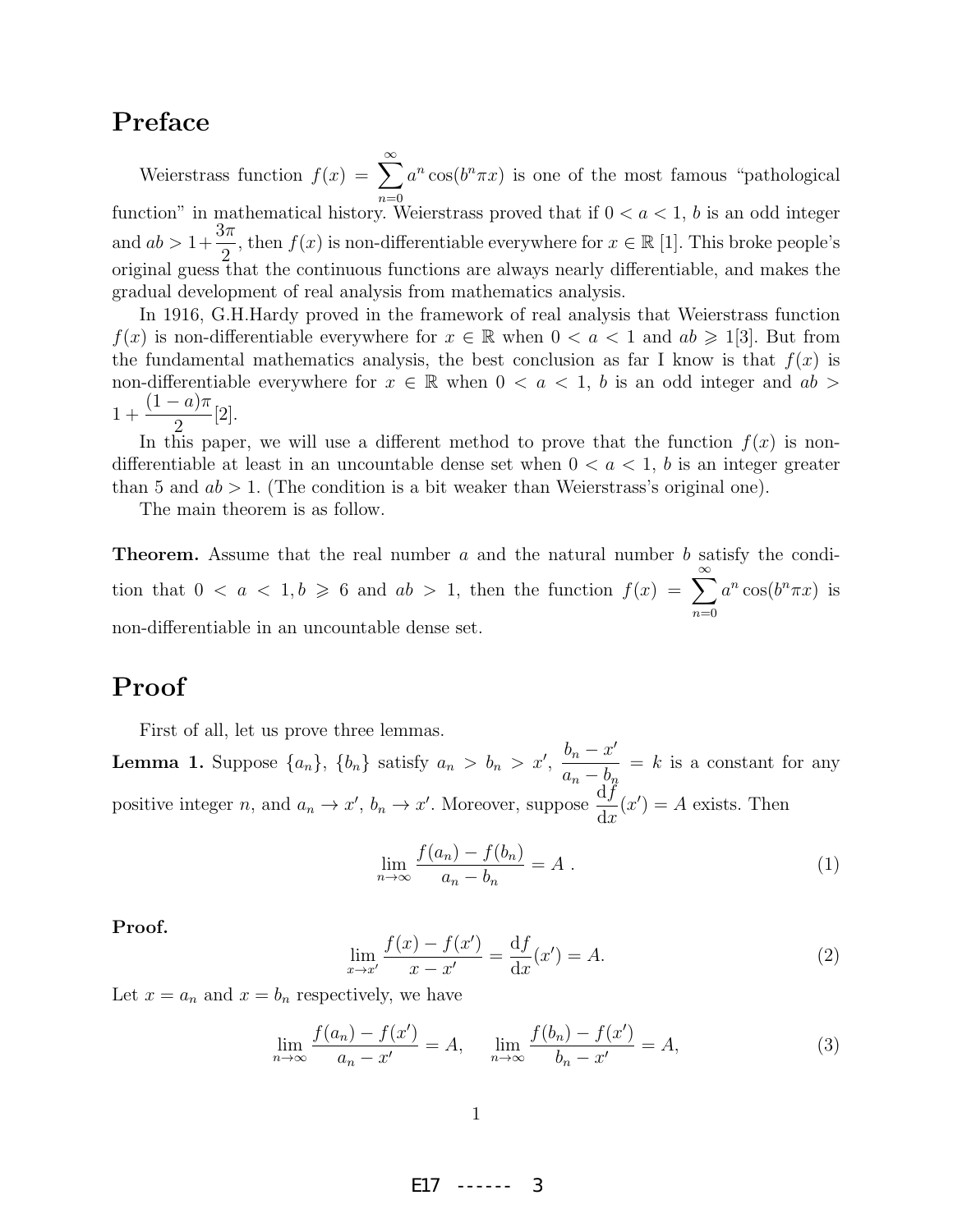# Preface

Weierstrass function $f(x) = \sum_{n=0}^{\infty} a^n \cos(b^n \pi x)$ is one of the most famous "pathological function" in mathematical history. Weierstrass proved that if $0 < a < 1$, $b$ is an odd integer and $ab > 1+\frac{3\pi}{2}$, then $f(x)$ is non-differentiable everywhere for $x \in \mathbb{R}$ [1]. This broke people's original guess that the continuous functions are always nearly differentiable, and makes the gradual development of real analysis from mathematics analysis.

In 1916, G.H.Hardy proved in the framework of real analysis that Weierstrass function $f(x)$ is non-differentiable everywhere for $x \in \mathbb{R}$ when $0 < a < 1$ and $ab \geqslant 1$[3]. But from the fundamental mathematics analysis, the best conclusion as far I know is that $f(x)$ is non-differentiable everywhere for $x \in \mathbb{R}$ when $0 < a < 1$, $b$ is an odd integer and $ab > 1 + \frac{(1-a)\pi}{2}$[2].

In this paper, we will use a different method to prove that the function $f(x)$ is non-differentiable at least in an uncountable dense set when $0 < a < 1$, $b$ is an integer greater than 5 and $ab > 1$. (The condition is a bit weaker than Weierstrass's original one).

The main theorem is as follow.

**Theorem.** Assume that the real number $a$ and the natural number $b$ satisfy the condition that $0 < a < 1, b \geqslant 6$ and $ab > 1$, then the function $f(x) = \sum_{n=0}^{\infty} a^n \cos(b^n \pi x)$ is non-differentiable in an uncountable dense set.

# Proof

First of all, let us prove three lemmas.

**Lemma 1.** Suppose $\{a_n\}$, $\{b_n\}$ satisfy $a_n > b_n > x'$, $\frac{b_n - x'}{a_n - b_n} = k$ is a constant for any positive integer $n$, and $a_n \to x'$, $b_n \to x'$. Moreover, suppose $\frac{\mathrm{d}f}{\mathrm{d}x}(x') = A$ exists. Then

$$\lim_{n\to\infty} \frac{f(a_n) - f(b_n)}{a_n - b_n} = A\ . \tag{1}$$

**Proof.**

$$\lim_{x\to x'} \frac{f(x) - f(x')}{x - x'} = \frac{\mathrm{d}f}{\mathrm{d}x}(x') = A. \tag{2}$$

Let $x = a_n$ and $x = b_n$ respectively, we have

$$\lim_{n\to\infty} \frac{f(a_n) - f(x')}{a_n - x'} = A, \quad \lim_{n\to\infty} \frac{f(b_n) - f(x')}{b_n - x'} = A, \tag{3}$$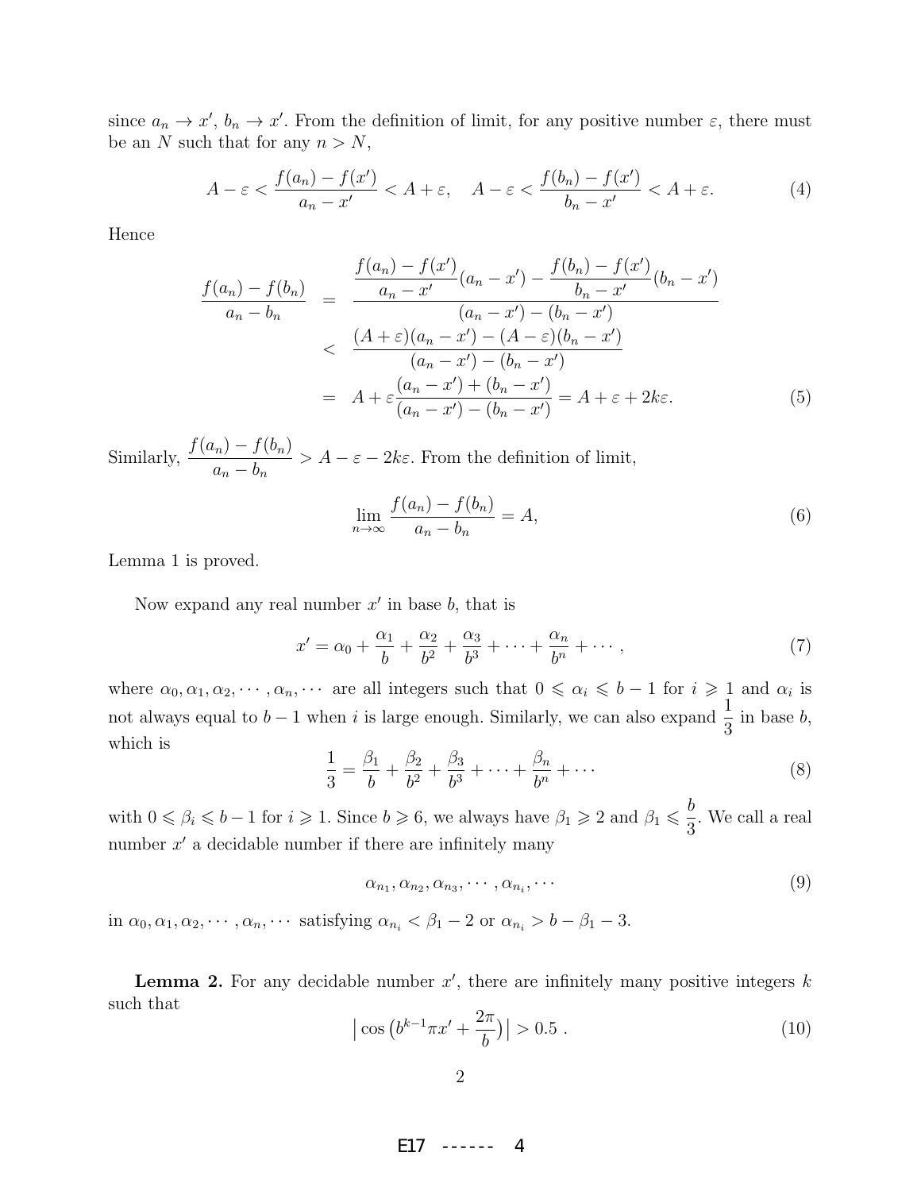since $a_n \to x'$, $b_n \to x'$. From the definition of limit, for any positive number $\varepsilon$, there must be an $N$ such that for any $n > N$,

$$A - \varepsilon < \frac{f(a_n) - f(x')}{a_n - x'} < A + \varepsilon, \quad A - \varepsilon < \frac{f(b_n) - f(x')}{b_n - x'} < A + \varepsilon. \tag{4}$$

Hence

$$\begin{aligned}
\frac{f(a_n) - f(b_n)}{a_n - b_n} &= \frac{\dfrac{f(a_n) - f(x')}{a_n - x'}(a_n - x') - \dfrac{f(b_n) - f(x')}{b_n - x'}(b_n - x')}{(a_n - x') - (b_n - x')} \\
&< \frac{(A + \varepsilon)(a_n - x') - (A - \varepsilon)(b_n - x')}{(a_n - x') - (b_n - x')} \\
&= A + \varepsilon \frac{(a_n - x') + (b_n - x')}{(a_n - x') - (b_n - x')} = A + \varepsilon + 2k\varepsilon.
\end{aligned} \tag{5}$$

Similarly, $\dfrac{f(a_n) - f(b_n)}{a_n - b_n} > A - \varepsilon - 2k\varepsilon$. From the definition of limit,

$$\lim_{n \to \infty} \frac{f(a_n) - f(b_n)}{a_n - b_n} = A, \tag{6}$$

Lemma 1 is proved.

Now expand any real number $x'$ in base $b$, that is

$$x' = \alpha_0 + \frac{\alpha_1}{b} + \frac{\alpha_2}{b^2} + \frac{\alpha_3}{b^3} + \cdots + \frac{\alpha_n}{b^n} + \cdots, \tag{7}$$

where $\alpha_0, \alpha_1, \alpha_2, \cdots, \alpha_n, \cdots$ are all integers such that $0 \leqslant \alpha_i \leqslant b - 1$ for $i \geqslant 1$ and $\alpha_i$ is not always equal to $b - 1$ when $i$ is large enough. Similarly, we can also expand $\dfrac{1}{3}$ in base $b$, which is

$$\frac{1}{3} = \frac{\beta_1}{b} + \frac{\beta_2}{b^2} + \frac{\beta_3}{b^3} + \cdots + \frac{\beta_n}{b^n} + \cdots \tag{8}$$

with $0 \leqslant \beta_i \leqslant b - 1$ for $i \geqslant 1$. Since $b \geqslant 6$, we always have $\beta_1 \geqslant 2$ and $\beta_1 \leqslant \dfrac{b}{3}$. We call a real number $x'$ a decidable number if there are infinitely many

$$\alpha_{n_1}, \alpha_{n_2}, \alpha_{n_3}, \cdots, \alpha_{n_i}, \cdots \tag{9}$$

in $\alpha_0, \alpha_1, \alpha_2, \cdots, \alpha_n, \cdots$ satisfying $\alpha_{n_i} < \beta_1 - 2$ or $\alpha_{n_i} > b - \beta_1 - 3$.

**Lemma 2.** For any decidable number $x'$, there are infinitely many positive integers $k$ such that

$$\left| \cos\left(b^{k-1}\pi x' + \frac{2\pi}{b}\right) \right| > 0.5\ . \tag{10}$$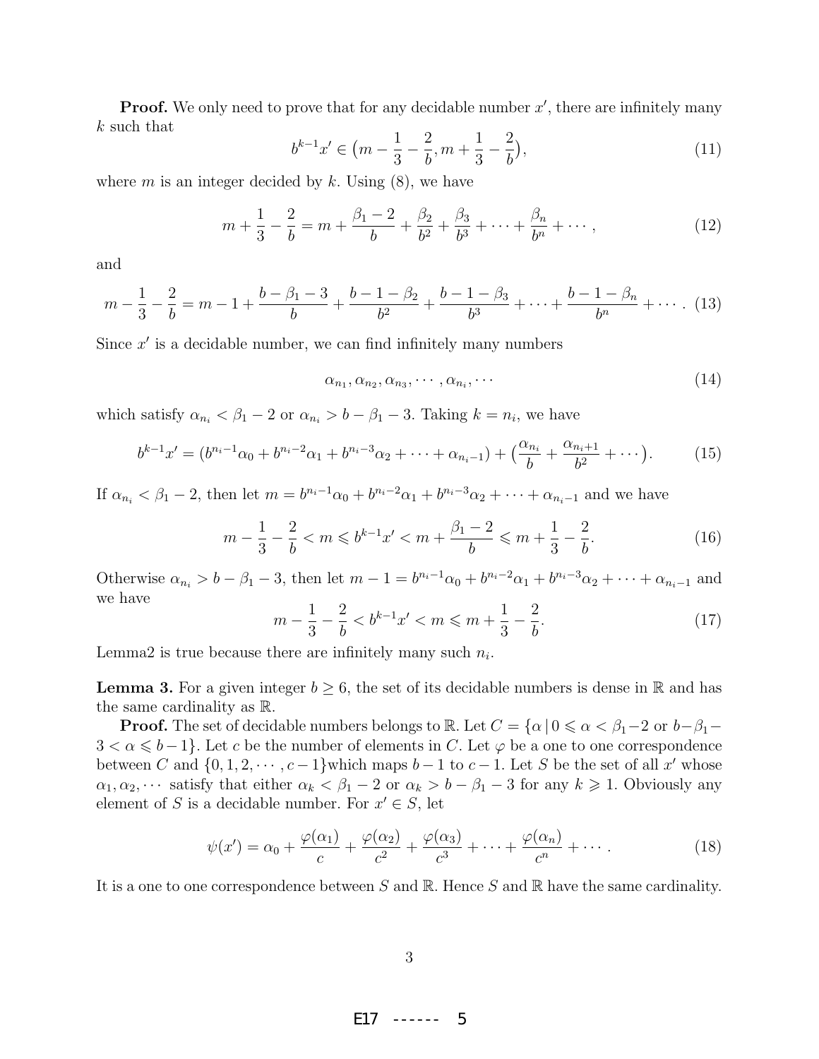**Proof.** We only need to prove that for any decidable number $x'$, there are infinitely many $k$ such that

$$b^{k-1}x' \in \big(m - \frac{1}{3} - \frac{2}{b}, m + \frac{1}{3} - \frac{2}{b}\big), \tag{11}$$

where $m$ is an integer decided by $k$. Using (8), we have

$$m + \frac{1}{3} - \frac{2}{b} = m + \frac{\beta_1 - 2}{b} + \frac{\beta_2}{b^2} + \frac{\beta_3}{b^3} + \cdots + \frac{\beta_n}{b^n} + \cdots, \tag{12}$$

and

$$m - \frac{1}{3} - \frac{2}{b} = m - 1 + \frac{b - \beta_1 - 3}{b} + \frac{b - 1 - \beta_2}{b^2} + \frac{b - 1 - \beta_3}{b^3} + \cdots + \frac{b - 1 - \beta_n}{b^n} + \cdots. \tag{13}$$

Since $x'$ is a decidable number, we can find infinitely many numbers

$$\alpha_{n_1}, \alpha_{n_2}, \alpha_{n_3}, \cdots, \alpha_{n_i}, \cdots \tag{14}$$

which satisfy $\alpha_{n_i} < \beta_1 - 2$ or $\alpha_{n_i} > b - \beta_1 - 3$. Taking $k = n_i$, we have

$$b^{k-1}x' = (b^{n_i - 1}\alpha_0 + b^{n_i - 2}\alpha_1 + b^{n_i - 3}\alpha_2 + \cdots + \alpha_{n_i - 1}) + \big(\frac{\alpha_{n_i}}{b} + \frac{\alpha_{n_i + 1}}{b^2} + \cdots\big). \tag{15}$$

If $\alpha_{n_i} < \beta_1 - 2$, then let $m = b^{n_i - 1}\alpha_0 + b^{n_i - 2}\alpha_1 + b^{n_i - 3}\alpha_2 + \cdots + \alpha_{n_i - 1}$ and we have

$$m - \frac{1}{3} - \frac{2}{b} < m \leqslant b^{k-1}x' < m + \frac{\beta_1 - 2}{b} \leqslant m + \frac{1}{3} - \frac{2}{b}. \tag{16}$$

Otherwise $\alpha_{n_i} > b - \beta_1 - 3$, then let $m - 1 = b^{n_i - 1}\alpha_0 + b^{n_i - 2}\alpha_1 + b^{n_i - 3}\alpha_2 + \cdots + \alpha_{n_i - 1}$ and we have

$$m - \frac{1}{3} - \frac{2}{b} < b^{k-1}x' < m \leqslant m + \frac{1}{3} - \frac{2}{b}. \tag{17}$$

Lemma2 is true because there are infinitely many such $n_i$.

**Lemma 3.** For a given integer $b \geq 6$, the set of its decidable numbers is dense in $\mathbb{R}$ and has the same cardinality as $\mathbb{R}$.

**Proof.** The set of decidable numbers belongs to $\mathbb{R}$. Let $C = \{\alpha \,|\, 0 \leqslant \alpha < \beta_1 - 2 \text{ or } b - \beta_1 - 3 < \alpha \leqslant b - 1\}$. Let $c$ be the number of elements in $C$. Let $\varphi$ be a one to one correspondence between $C$ and $\{0, 1, 2, \cdots, c-1\}$which maps $b-1$ to $c-1$. Let $S$ be the set of all $x'$ whose $\alpha_1, \alpha_2, \cdots$ satisfy that either $\alpha_k < \beta_1 - 2$ or $\alpha_k > b - \beta_1 - 3$ for any $k \geqslant 1$. Obviously any element of $S$ is a decidable number. For $x' \in S$, let

$$\psi(x') = \alpha_0 + \frac{\varphi(\alpha_1)}{c} + \frac{\varphi(\alpha_2)}{c^2} + \frac{\varphi(\alpha_3)}{c^3} + \cdots + \frac{\varphi(\alpha_n)}{c^n} + \cdots. \tag{18}$$

It is a one to one correspondence between $S$ and $\mathbb{R}$. Hence $S$ and $\mathbb{R}$ have the same cardinality.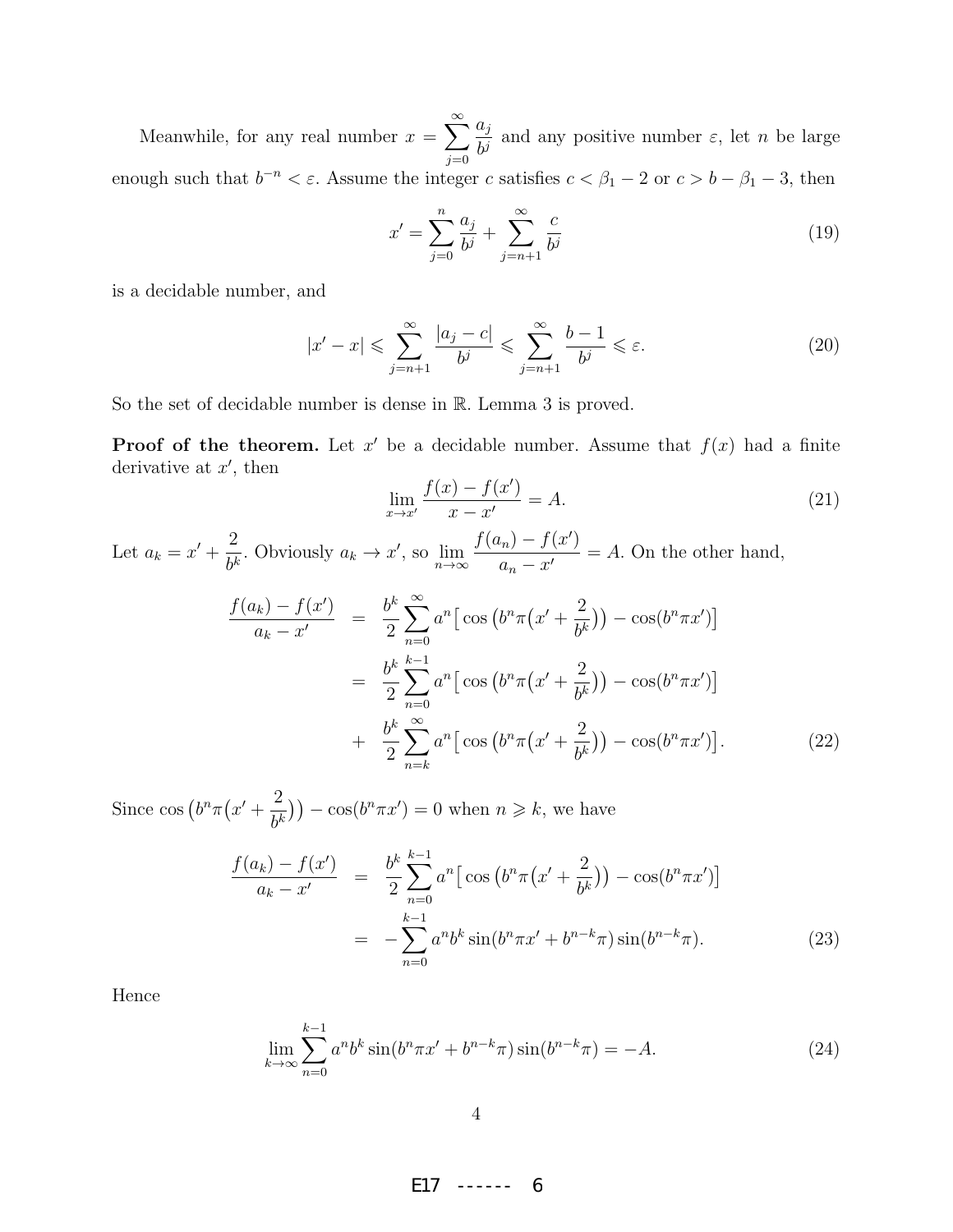Meanwhile, for any real number $x = \sum_{j=0}^{\infty} \frac{a_j}{b^j}$ and any positive number $\varepsilon$, let $n$ be large enough such that $b^{-n} < \varepsilon$. Assume the integer $c$ satisfies $c < \beta_1 - 2$ or $c > b - \beta_1 - 3$, then

$$x' = \sum_{j=0}^{n} \frac{a_j}{b^j} + \sum_{j=n+1}^{\infty} \frac{c}{b^j} \tag{19}$$

is a decidable number, and

$$|x' - x| \leqslant \sum_{j=n+1}^{\infty} \frac{|a_j - c|}{b^j} \leqslant \sum_{j=n+1}^{\infty} \frac{b-1}{b^j} \leqslant \varepsilon. \tag{20}$$

So the set of decidable number is dense in $\mathbb{R}$. Lemma 3 is proved.

**Proof of the theorem.** Let $x'$ be a decidable number. Assume that $f(x)$ had a finite derivative at $x'$, then

$$\lim_{x \to x'} \frac{f(x) - f(x')}{x - x'} = A. \tag{21}$$

Let $a_k = x' + \frac{2}{b^k}$. Obviously $a_k \to x'$, so $\lim_{n \to \infty} \frac{f(a_n) - f(x')}{a_n - x'} = A$. On the other hand,

$$\begin{aligned}
\frac{f(a_k) - f(x')}{a_k - x'} &= \frac{b^k}{2} \sum_{n=0}^{\infty} a^n \big[ \cos\big(b^n \pi \big(x' + \frac{2}{b^k}\big)\big) - \cos(b^n \pi x') \big] \\
&= \frac{b^k}{2} \sum_{n=0}^{k-1} a^n \big[ \cos\big(b^n \pi \big(x' + \frac{2}{b^k}\big)\big) - \cos(b^n \pi x') \big] \\
&+ \frac{b^k}{2} \sum_{n=k}^{\infty} a^n \big[ \cos\big(b^n \pi \big(x' + \frac{2}{b^k}\big)\big) - \cos(b^n \pi x') \big].
\end{aligned} \tag{22}$$

Since $\cos\big(b^n \pi \big(x' + \frac{2}{b^k}\big)\big) - \cos(b^n \pi x') = 0$ when $n \geqslant k$, we have

$$\begin{aligned}
\frac{f(a_k) - f(x')}{a_k - x'} &= \frac{b^k}{2} \sum_{n=0}^{k-1} a^n \big[ \cos\big(b^n \pi \big(x' + \frac{2}{b^k}\big)\big) - \cos(b^n \pi x') \big] \\
&= -\sum_{n=0}^{k-1} a^n b^k \sin(b^n \pi x' + b^{n-k} \pi) \sin(b^{n-k} \pi).
\end{aligned} \tag{23}$$

Hence

$$\lim_{k \to \infty} \sum_{n=0}^{k-1} a^n b^k \sin(b^n \pi x' + b^{n-k} \pi) \sin(b^{n-k} \pi) = -A. \tag{24}$$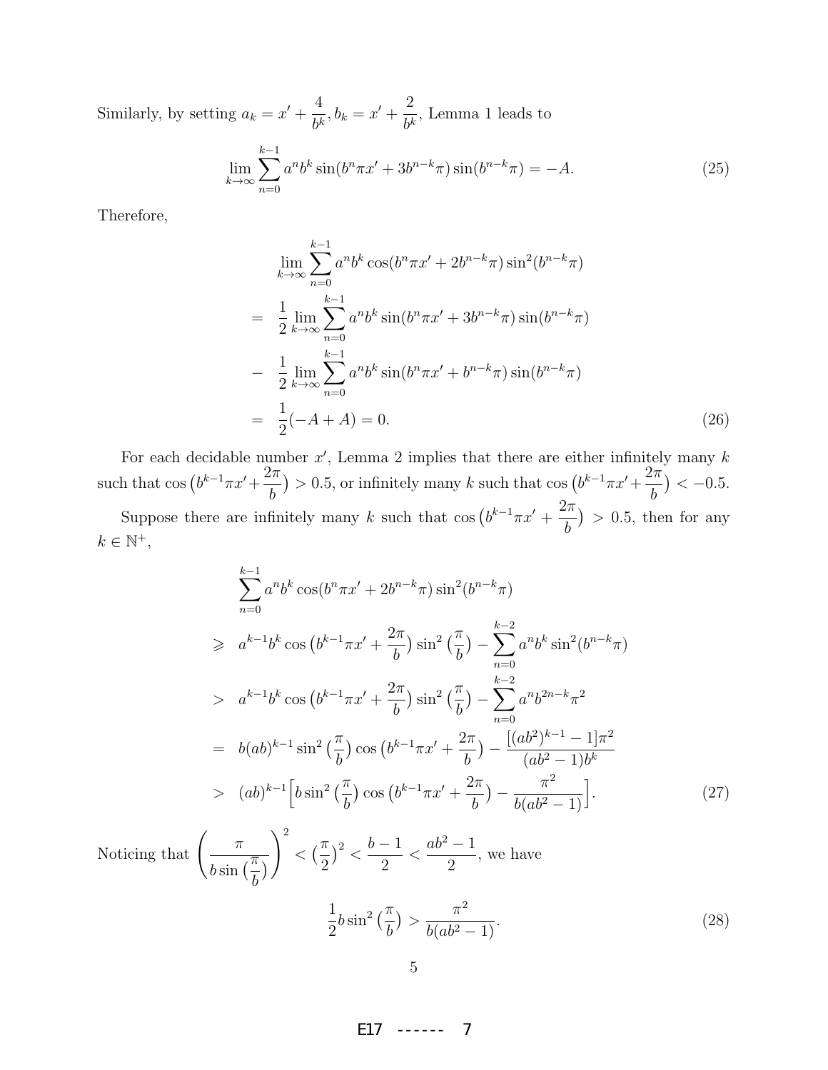Similarly, by setting $a_k = x' + \dfrac{4}{b^k}, b_k = x' + \dfrac{2}{b^k}$, Lemma 1 leads to

$$\lim_{k\to\infty}\sum_{n=0}^{k-1} a^n b^k \sin(b^n\pi x' + 3b^{n-k}\pi)\sin(b^{n-k}\pi) = -A. \tag{25}$$

Therefore,

$$\begin{aligned}
&\lim_{k\to\infty}\sum_{n=0}^{k-1} a^n b^k \cos(b^n\pi x' + 2b^{n-k}\pi)\sin^2(b^{n-k}\pi)\\
=\;& \frac{1}{2}\lim_{k\to\infty}\sum_{n=0}^{k-1} a^n b^k \sin(b^n\pi x' + 3b^{n-k}\pi)\sin(b^{n-k}\pi)\\
-\;& \frac{1}{2}\lim_{k\to\infty}\sum_{n=0}^{k-1} a^n b^k \sin(b^n\pi x' + b^{n-k}\pi)\sin(b^{n-k}\pi)\\
=\;& \frac{1}{2}(-A + A) = 0.
\end{aligned} \tag{26}$$

For each decidable number $x'$, Lemma 2 implies that there are either infinitely many $k$ such that $\cos\big(b^{k-1}\pi x' + \frac{2\pi}{b}\big) > 0.5$, or infinitely many $k$ such that $\cos\big(b^{k-1}\pi x' + \frac{2\pi}{b}\big) < -0.5$.

Suppose there are infinitely many $k$ such that $\cos\big(b^{k-1}\pi x' + \frac{2\pi}{b}\big) > 0.5$, then for any $k \in \mathbb{N}^+$,

$$\begin{aligned}
&\sum_{n=0}^{k-1} a^n b^k \cos(b^n\pi x' + 2b^{n-k}\pi)\sin^2(b^{n-k}\pi)\\
\geqslant\;& a^{k-1}b^k \cos\big(b^{k-1}\pi x' + \frac{2\pi}{b}\big)\sin^2\big(\frac{\pi}{b}\big) - \sum_{n=0}^{k-2} a^n b^k \sin^2(b^{n-k}\pi)\\
>\;& a^{k-1}b^k \cos\big(b^{k-1}\pi x' + \frac{2\pi}{b}\big)\sin^2\big(\frac{\pi}{b}\big) - \sum_{n=0}^{k-2} a^n b^{2n-k}\pi^2\\
=\;& b(ab)^{k-1}\sin^2\big(\frac{\pi}{b}\big)\cos\big(b^{k-1}\pi x' + \frac{2\pi}{b}\big) - \frac{[(ab^2)^{k-1}-1]\pi^2}{(ab^2-1)b^k}\\
>\;& (ab)^{k-1}\Big[b\sin^2\big(\frac{\pi}{b}\big)\cos\big(b^{k-1}\pi x' + \frac{2\pi}{b}\big) - \frac{\pi^2}{b(ab^2-1)}\Big].
\end{aligned} \tag{27}$$

Noticing that $\left(\dfrac{\pi}{b\sin\big(\frac{\pi}{b}\big)}\right)^2 < \big(\frac{\pi}{2}\big)^2 < \dfrac{b-1}{2} < \dfrac{ab^2-1}{2}$, we have

$$\frac{1}{2}b\sin^2\big(\frac{\pi}{b}\big) > \frac{\pi^2}{b(ab^2-1)}. \tag{28}$$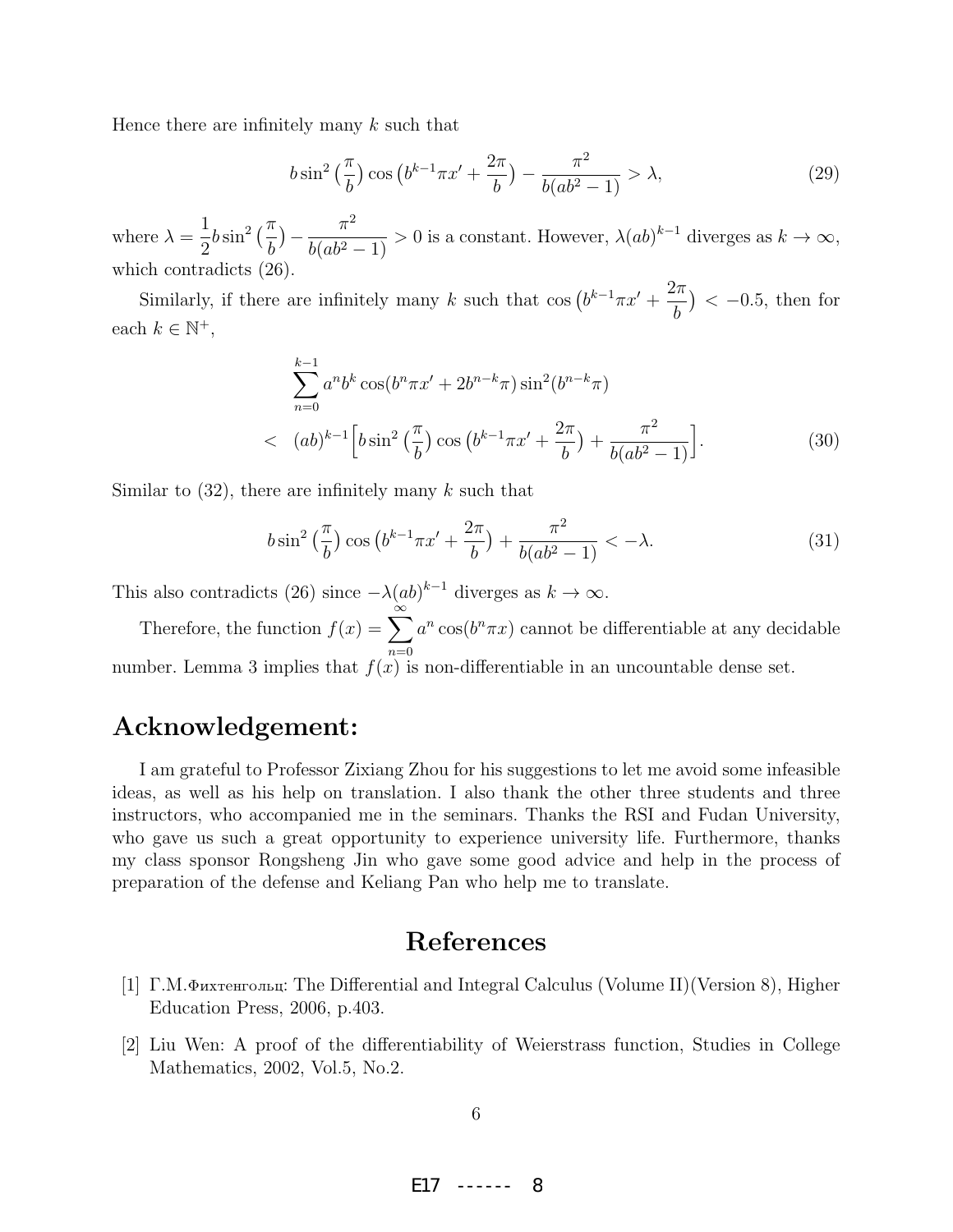Hence there are infinitely many $k$ such that

$$b\sin^2\big(\frac{\pi}{b}\big)\cos\big(b^{k-1}\pi x'+\frac{2\pi}{b}\big)-\frac{\pi^2}{b(ab^2-1)}>\lambda, \tag{29}$$

where $\lambda=\dfrac{1}{2}b\sin^2\big(\dfrac{\pi}{b}\big)-\dfrac{\pi^2}{b(ab^2-1)}>0$ is a constant. However, $\lambda(ab)^{k-1}$ diverges as $k\to\infty$, which contradicts (26).

Similarly, if there are infinitely many $k$ such that $\cos\big(b^{k-1}\pi x'+\dfrac{2\pi}{b}\big)<-0.5$, then for each $k\in\mathbb{N}^+$,

$$\begin{aligned}&\sum_{n=0}^{k-1}a^nb^k\cos(b^n\pi x'+2b^{n-k}\pi)\sin^2(b^{n-k}\pi)\\ <\;&(ab)^{k-1}\Big[b\sin^2\big(\frac{\pi}{b}\big)\cos\big(b^{k-1}\pi x'+\frac{2\pi}{b}\big)+\frac{\pi^2}{b(ab^2-1)}\Big].\end{aligned} \tag{30}$$

Similar to (32), there are infinitely many $k$ such that

$$b\sin^2\big(\frac{\pi}{b}\big)\cos\big(b^{k-1}\pi x'+\frac{2\pi}{b}\big)+\frac{\pi^2}{b(ab^2-1)}<-\lambda. \tag{31}$$

This also contradicts (26) since $-\lambda(ab)^{k-1}$ diverges as $k\to\infty$.

Therefore, the function $f(x)=\sum_{n=0}^{\infty}a^n\cos(b^n\pi x)$ cannot be differentiable at any decidable number. Lemma 3 implies that $f(x)$ is non-differentiable in an uncountable dense set.

## Acknowledgement:

I am grateful to Professor Zixiang Zhou for his suggestions to let me avoid some infeasible ideas, as well as his help on translation. I also thank the other three students and three instructors, who accompanied me in the seminars. Thanks the RSI and Fudan University, who gave us such a great opportunity to experience university life. Furthermore, thanks my class sponsor Rongsheng Jin who gave some good advice and help in the process of preparation of the defense and Keliang Pan who help me to translate.

## References

[1] Г.М.Фихтенгольц: The Differential and Integral Calculus (Volume II)(Version 8), Higher Education Press, 2006, p.403.

[2] Liu Wen: A proof of the differentiability of Weierstrass function, Studies in College Mathematics, 2002, Vol.5, No.2.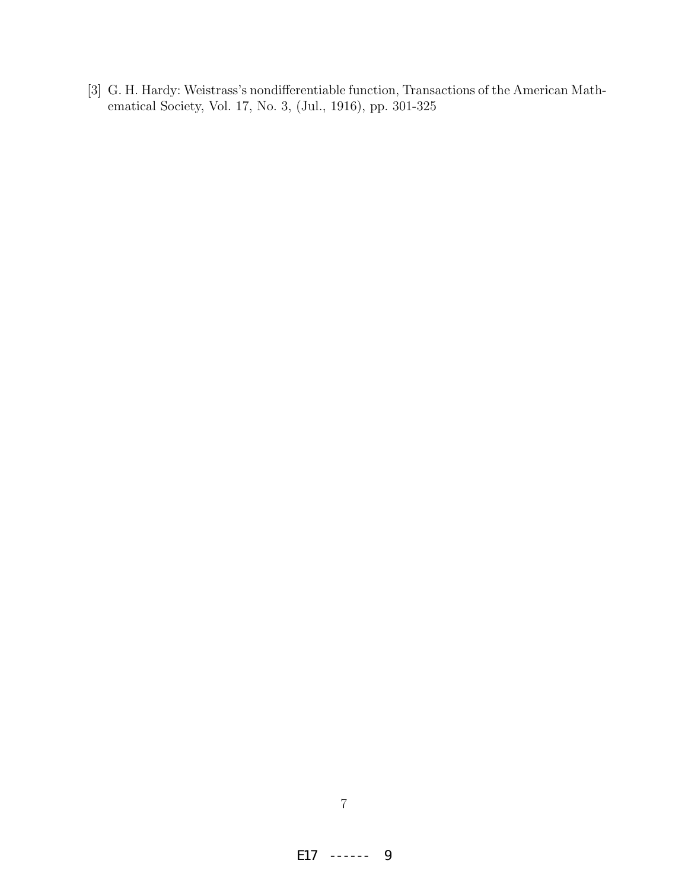[3] G. H. Hardy: Weistrass's nondifferentiable function, Transactions of the American Mathematical Society, Vol. 17, No. 3, (Jul., 1916), pp. 301-325